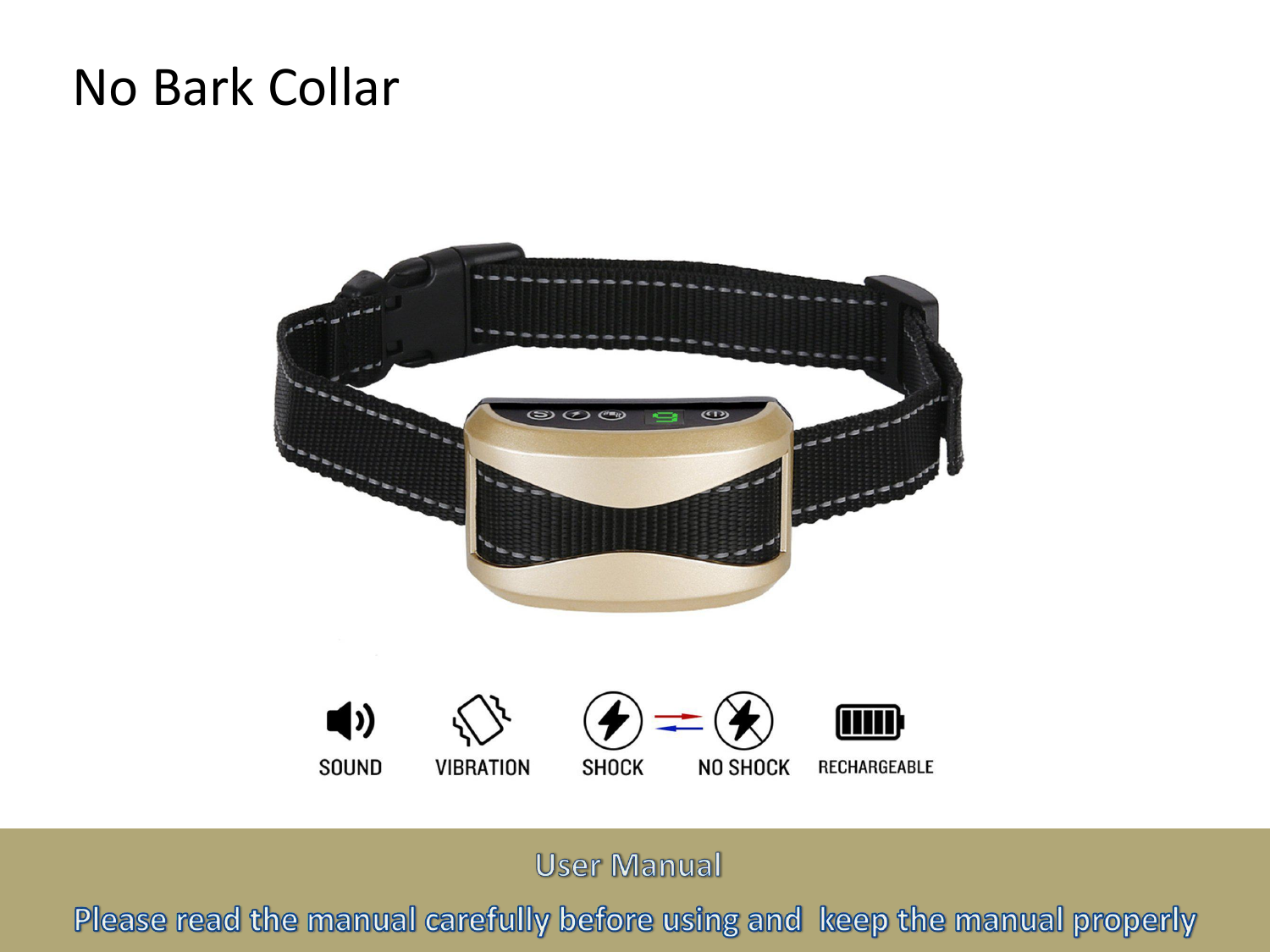# No Bark Collar

SOUND VIBRATION SHOCK NO SHOCK RECHARGEABLE

User Manual

Please read the manual carefully before using and keep the manual properly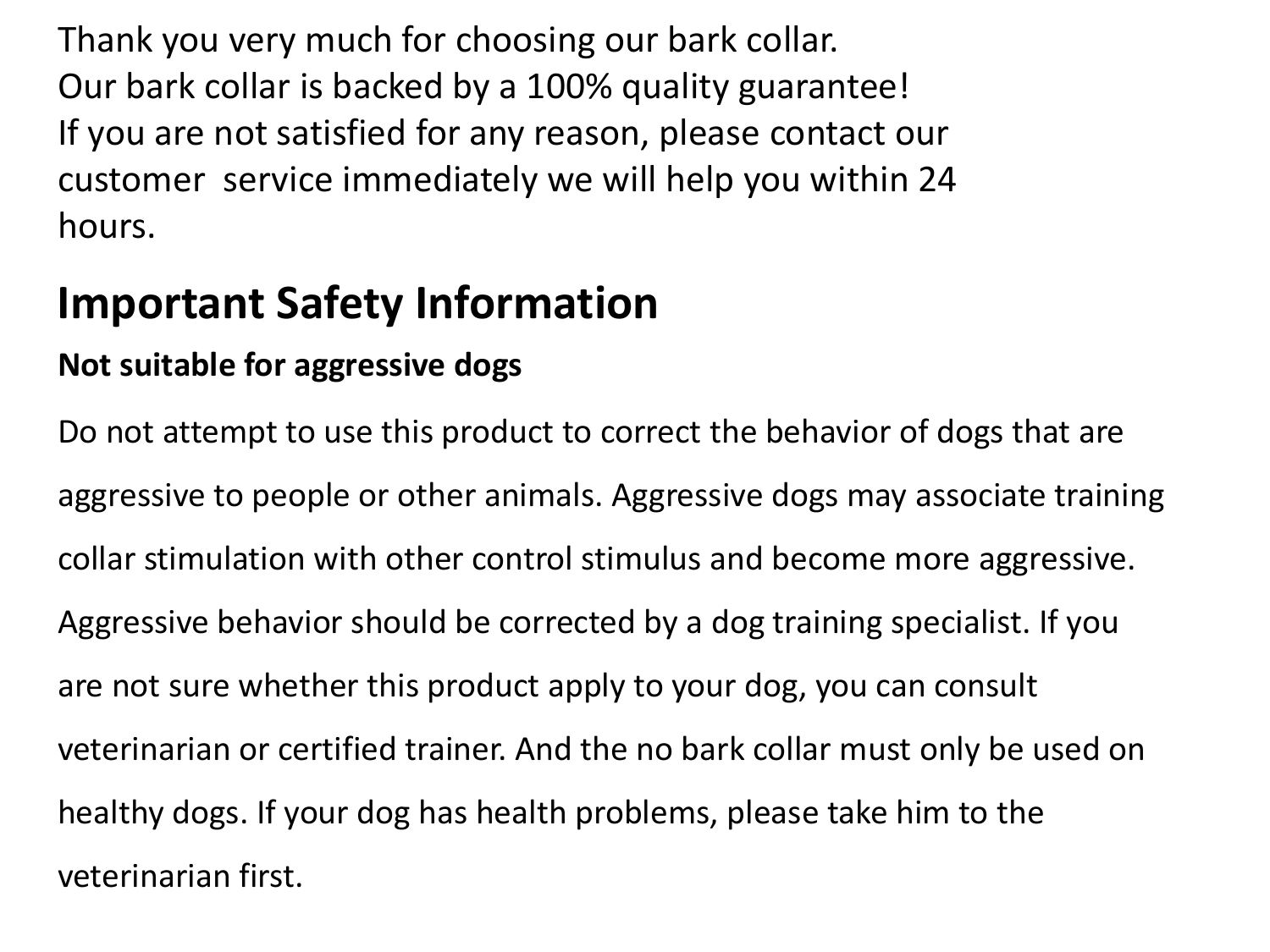Thank you very much for choosing our bark collar.
Our bark collar is backed by a 100% quality guarantee!
If you are not satisfied for any reason, please contact our customer service immediately we will help you within 24 hours.

## Important Safety Information

**Not suitable for aggressive dogs**

Do not attempt to use this product to correct the behavior of dogs that are aggressive to people or other animals. Aggressive dogs may associate training collar stimulation with other control stimulus and become more aggressive. Aggressive behavior should be corrected by a dog training specialist. If you are not sure whether this product apply to your dog, you can consult veterinarian or certified trainer. And the no bark collar must only be used on healthy dogs. If your dog has health problems, please take him to the veterinarian first.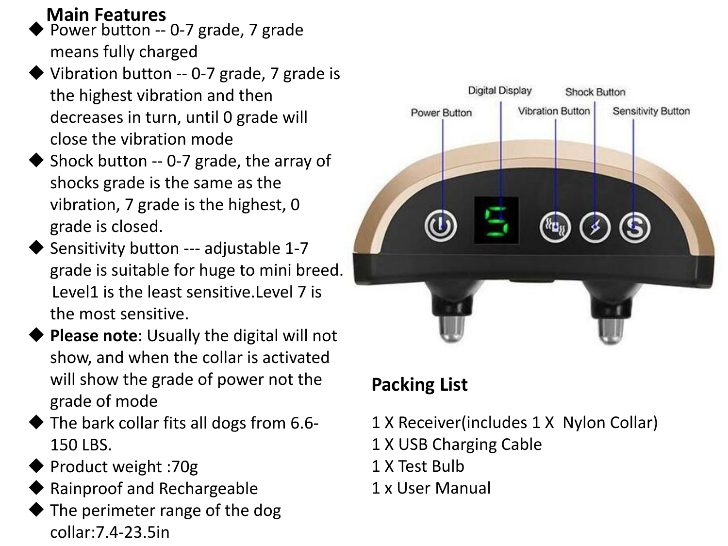## Main Features

- Power button -- 0-7 grade, 7 grade means fully charged
- Vibration button -- 0-7 grade, 7 grade is the highest vibration and then decreases in turn, until 0 grade will close the vibration mode
- Shock button -- 0-7 grade, the array of shocks grade is the same as the vibration, 7 grade is the highest, 0 grade is closed.
- Sensitivity button --- adjustable 1-7 grade is suitable for huge to mini breed. Level1 is the least sensitive.Level 7 is the most sensitive.
- **Please note**: Usually the digital will not show, and when the collar is activated will show the grade of power not the grade of mode
- The bark collar fits all dogs from 6.6-150 LBS.
- Product weight :70g
- Rainproof and Rechargeable
- The perimeter range of the dog collar:7.4-23.5in

Digital Display

Power Button

Vibration Button

Shock Button

Sensitivity Button

## Packing List

1 X Receiver(includes 1 X Nylon Collar)
1 X USB Charging Cable
1 X Test Bulb
1 x User Manual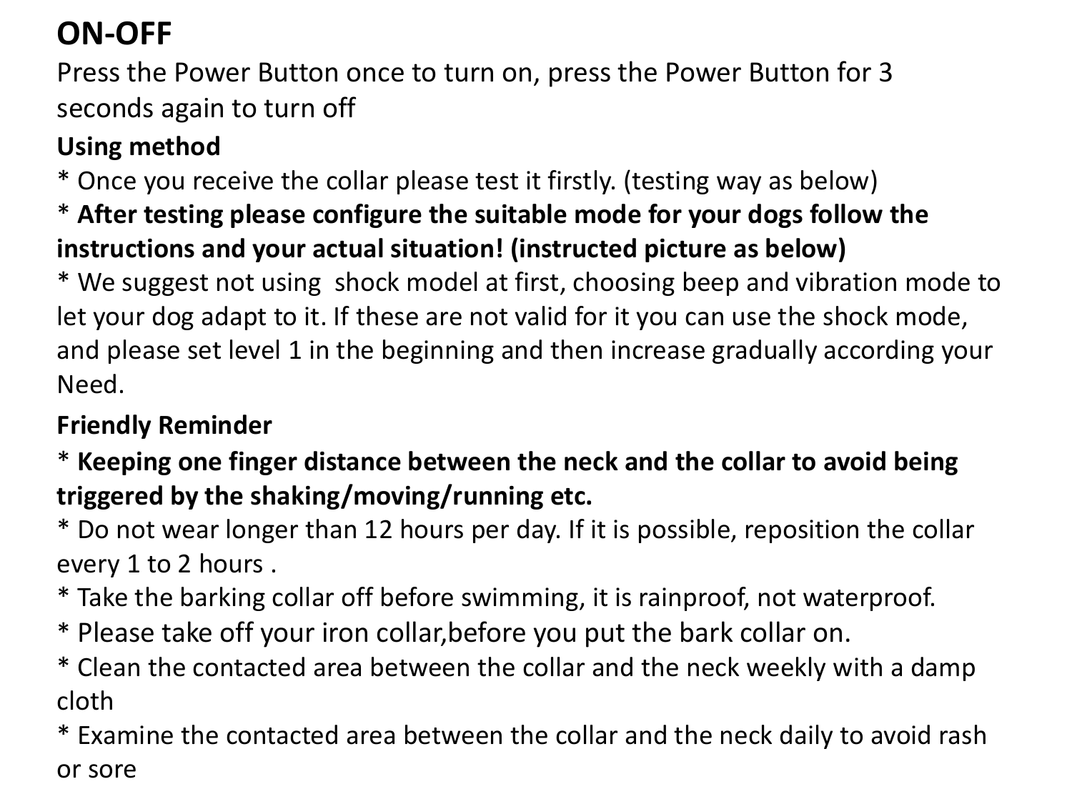## ON-OFF

Press the Power Button once to turn on, press the Power Button for 3 seconds again to turn off

**Using method**

* Once you receive the collar please test it firstly. (testing way as below)
* **After testing please configure the suitable mode for your dogs follow the instructions and your actual situation! (instructed picture as below)**
* We suggest not using shock model at first, choosing beep and vibration mode to let your dog adapt to it. If these are not valid for it you can use the shock mode, and please set level 1 in the beginning and then increase gradually according your Need.

**Friendly Reminder**

* **Keeping one finger distance between the neck and the collar to avoid being triggered by the shaking/moving/running etc.**
* Do not wear longer than 12 hours per day. If it is possible, reposition the collar every 1 to 2 hours .
* Take the barking collar off before swimming, it is rainproof, not waterproof.
* Please take off your iron collar,before you put the bark collar on.
* Clean the contacted area between the collar and the neck weekly with a damp cloth
* Examine the contacted area between the collar and the neck daily to avoid rash or sore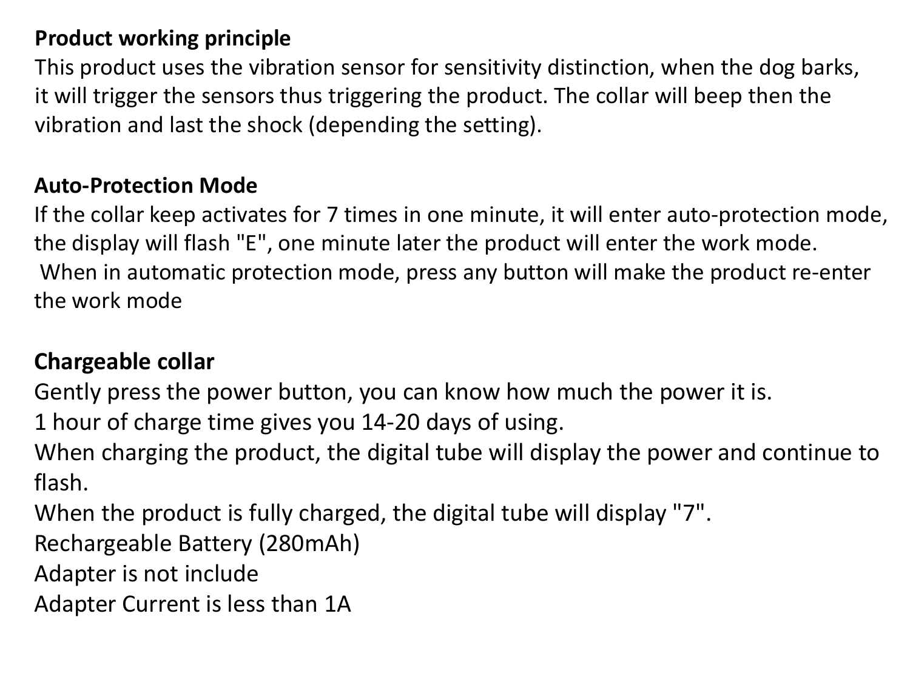**Product working principle**

This product uses the vibration sensor for sensitivity distinction, when the dog barks, it will trigger the sensors thus triggering the product. The collar will beep then the vibration and last the shock (depending the setting).

**Auto-Protection Mode**

If the collar keep activates for 7 times in one minute, it will enter auto-protection mode, the display will flash "E", one minute later the product will enter the work mode.
When in automatic protection mode, press any button will make the product re-enter the work mode

**Chargeable collar**

Gently press the power button, you can know how much the power it is.
1 hour of charge time gives you 14-20 days of using.
When charging the product, the digital tube will display the power and continue to flash.
When the product is fully charged, the digital tube will display "7".
Rechargeable Battery (280mAh)
Adapter is not include
Adapter Current is less than 1A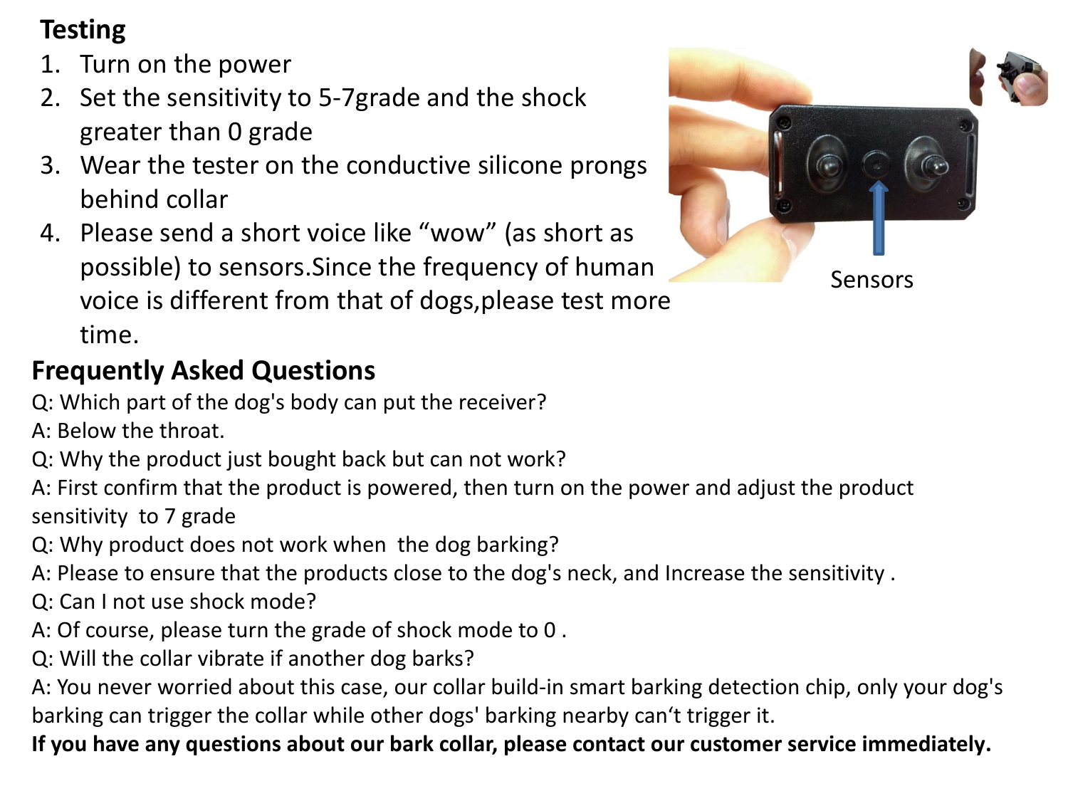## Testing

1. Turn on the power
2. Set the sensitivity to 5-7grade and the shock greater than 0 grade
3. Wear the tester on the conductive silicone prongs behind collar
4. Please send a short voice like "wow" (as short as possible) to sensors.Since the frequency of human voice is different from that of dogs,please test more time.

Sensors

## Frequently Asked Questions

Q: Which part of the dog's body can put the receiver?

A: Below the throat.

Q: Why the product just bought back but can not work?

A: First confirm that the product is powered, then turn on the power and adjust the product sensitivity to 7 grade

Q: Why product does not work when the dog barking?

A: Please to ensure that the products close to the dog's neck, and Increase the sensitivity .

Q: Can I not use shock mode?

A: Of course, please turn the grade of shock mode to 0 .

Q: Will the collar vibrate if another dog barks?

A: You never worried about this case, our collar build-in smart barking detection chip, only your dog's barking can trigger the collar while other dogs' barking nearby can't trigger it.

**If you have any questions about our bark collar, please contact our customer service immediately.**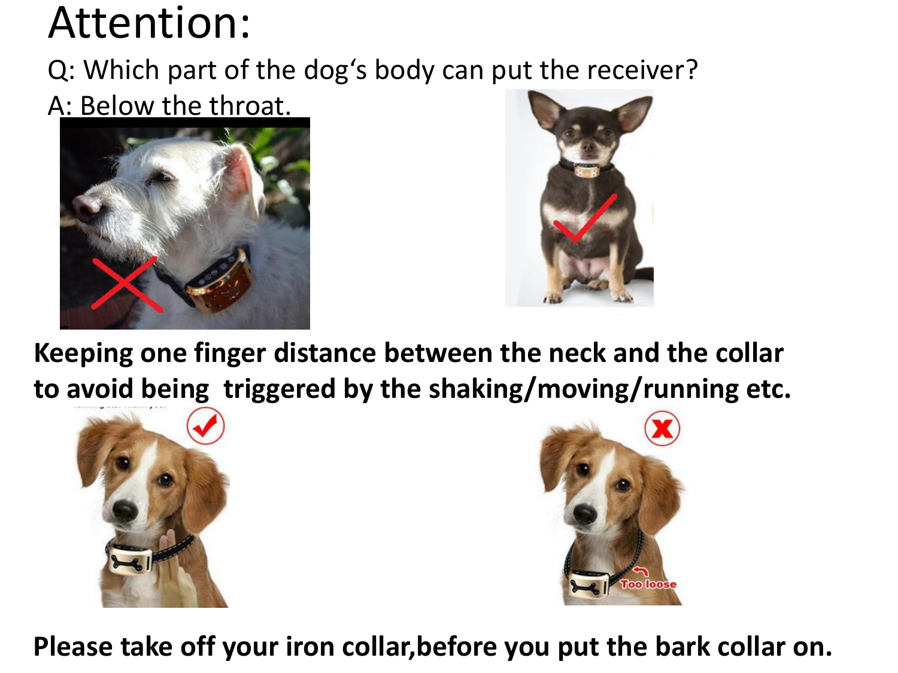# Attention:

Q: Which part of the dog's body can put the receiver?

A: Below the throat.

**Keeping one finger distance between the neck and the collar to avoid being triggered by the shaking/moving/running etc.**

**Please take off your iron collar,before you put the bark collar on.**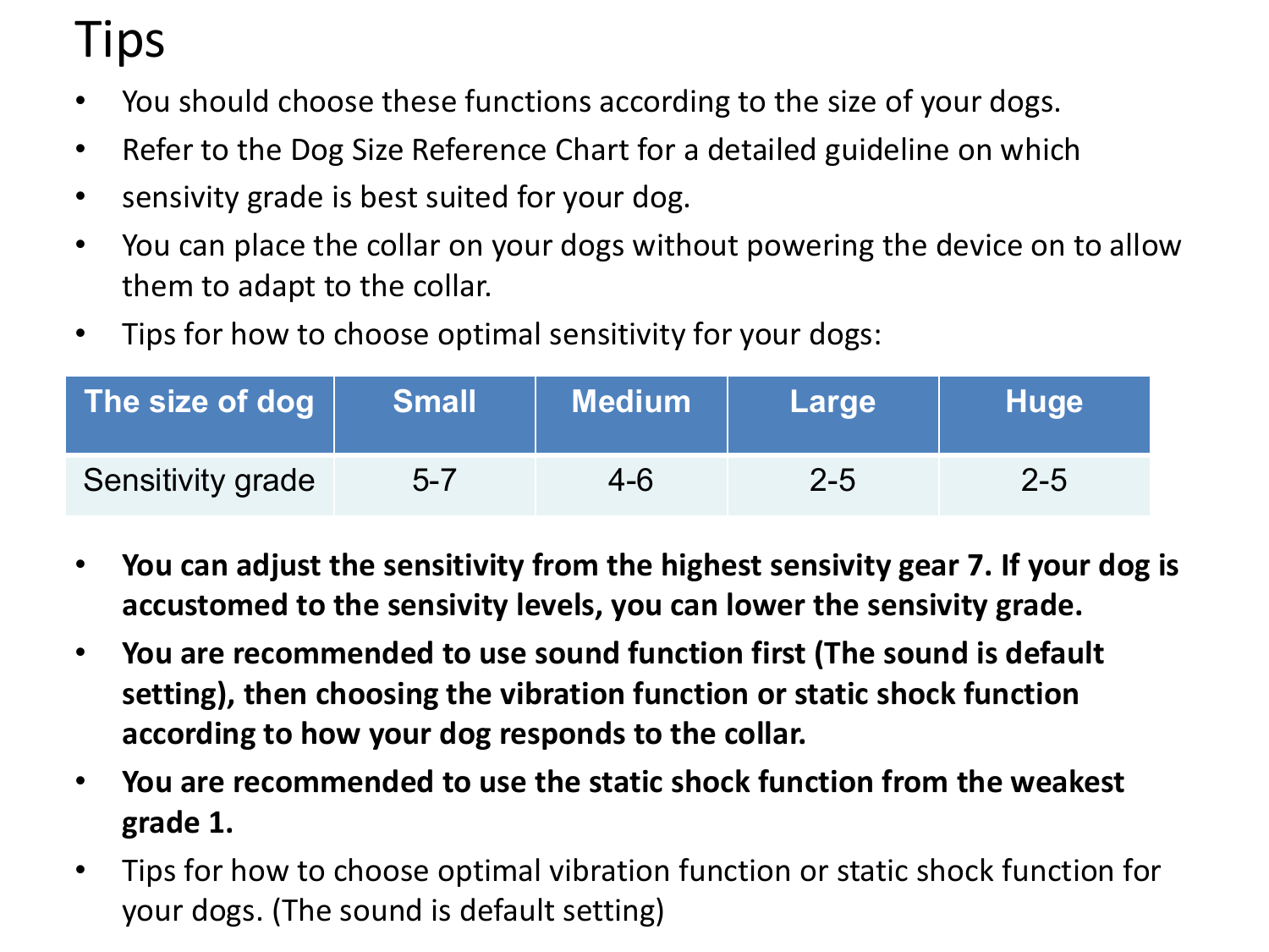# Tips

- You should choose these functions according to the size of your dogs.
- Refer to the Dog Size Reference Chart for a detailed guideline on which
- sensivity grade is best suited for your dog.
- You can place the collar on your dogs without powering the device on to allow them to adapt to the collar.
- Tips for how to choose optimal sensitivity for your dogs:

| The size of dog | Small | Medium | Large | Huge |
| --- | --- | --- | --- | --- |
| Sensitivity grade | 5-7 | 4-6 | 2-5 | 2-5 |

- **You can adjust the sensitivity from the highest sensivity gear 7. If your dog is accustomed to the sensivity levels, you can lower the sensivity grade.**
- **You are recommended to use sound function first (The sound is default setting), then choosing the vibration function or static shock function according to how your dog responds to the collar.**
- **You are recommended to use the static shock function from the weakest grade 1.**
- Tips for how to choose optimal vibration function or static shock function for your dogs. (The sound is default setting)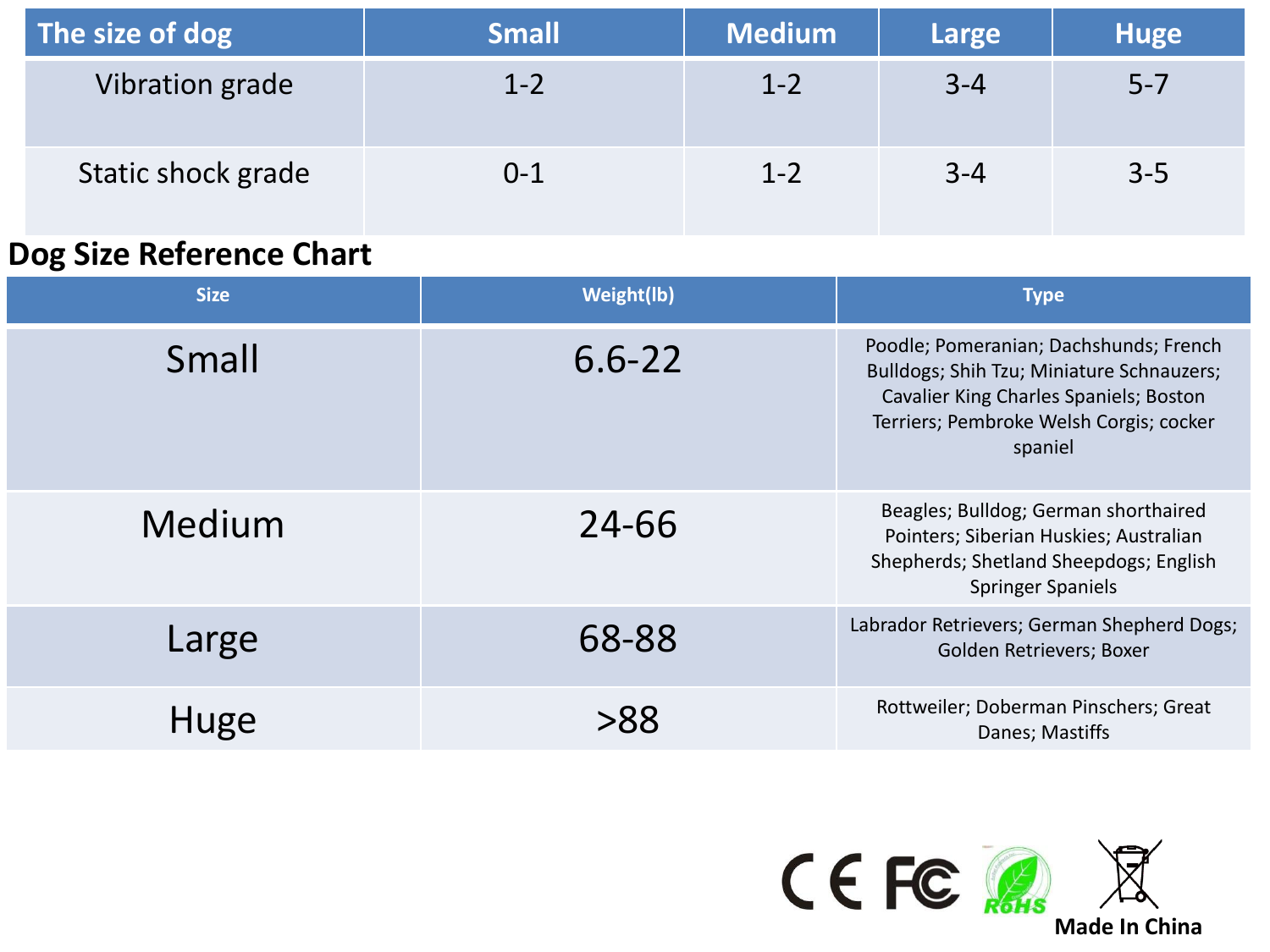| The size of dog | Small | Medium | Large | Huge |
|---|---|---|---|---|
| Vibration grade | 1-2 | 1-2 | 3-4 | 5-7 |
| Static shock grade | 0-1 | 1-2 | 3-4 | 3-5 |

## Dog Size Reference Chart

| Size | Weight(lb) | Type |
|---|---|---|
| Small | 6.6-22 | Poodle; Pomeranian; Dachshunds; French Bulldogs; Shih Tzu; Miniature Schnauzers; Cavalier King Charles Spaniels; Boston Terriers; Pembroke Welsh Corgis; cocker spaniel |
| Medium | 24-66 | Beagles; Bulldog; German shorthaired Pointers; Siberian Huskies; Australian Shepherds; Shetland Sheepdogs; English Springer Spaniels |
| Large | 68-88 | Labrador Retrievers; German Shepherd Dogs; Golden Retrievers; Boxer |
| Huge | >88 | Rottweiler; Doberman Pinschers; Great Danes; Mastiffs |

CE FC RoHS

Made In China